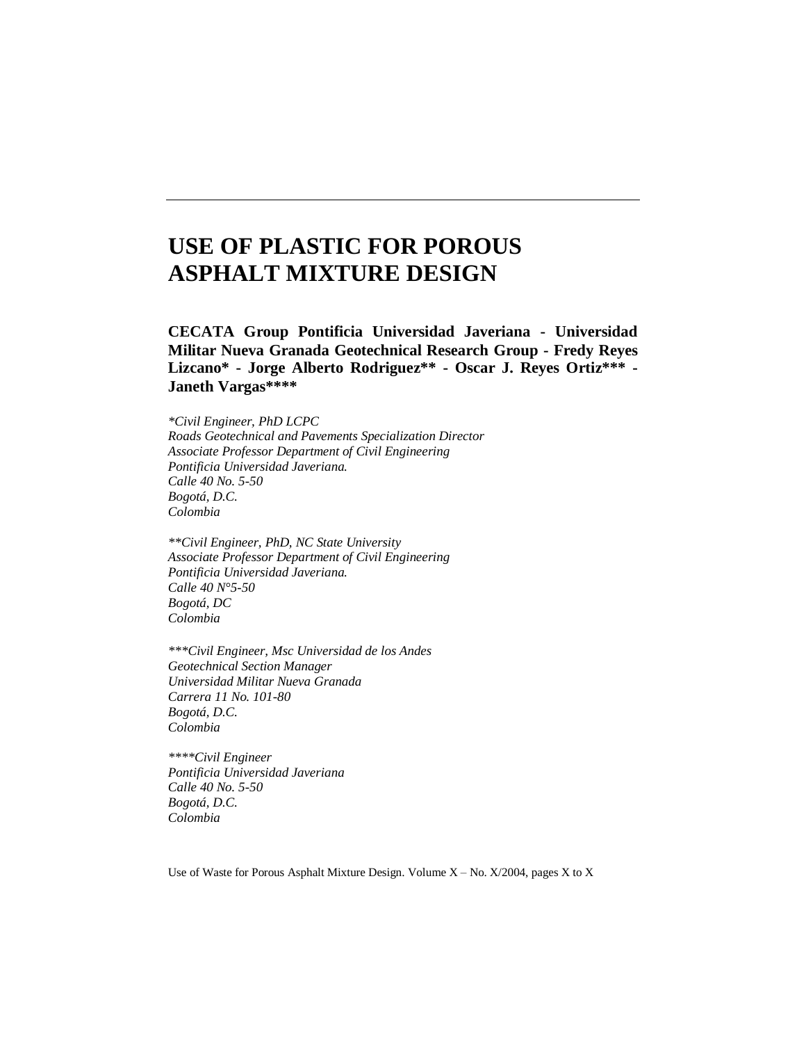# USE OF PLASTIC FOR POROUS ASPHALT MIXTURE DESIGN

**CECATA Group Pontificia Universidad Javeriana - Universidad Militar Nueva Granada Geotechnical Research Group - Fredy Reyes Lizcano* - Jorge Alberto Rodriguez** - Oscar J. Reyes Ortiz*** - Janeth Vargas******

*\*Civil Engineer, PhD LCPC*
*Roads Geotechnical and Pavements Specialization Director*
*Associate Professor Department of Civil Engineering*
*Pontificia Universidad Javeriana.*
*Calle 40 No. 5-50*
*Bogotá, D.C.*
*Colombia*

*\*\*Civil Engineer, PhD, NC State University*
*Associate Professor Department of Civil Engineering*
*Pontificia Universidad Javeriana.*
*Calle 40 N°5-50*
*Bogotá, DC*
*Colombia*

*\*\*\*Civil Engineer, Msc Universidad de los Andes*
*Geotechnical Section Manager*
*Universidad Militar Nueva Granada*
*Carrera 11 No. 101-80*
*Bogotá, D.C.*
*Colombia*

*\*\*\*\*Civil Engineer*
*Pontificia Universidad Javeriana*
*Calle 40 No. 5-50*
*Bogotá, D.C.*
*Colombia*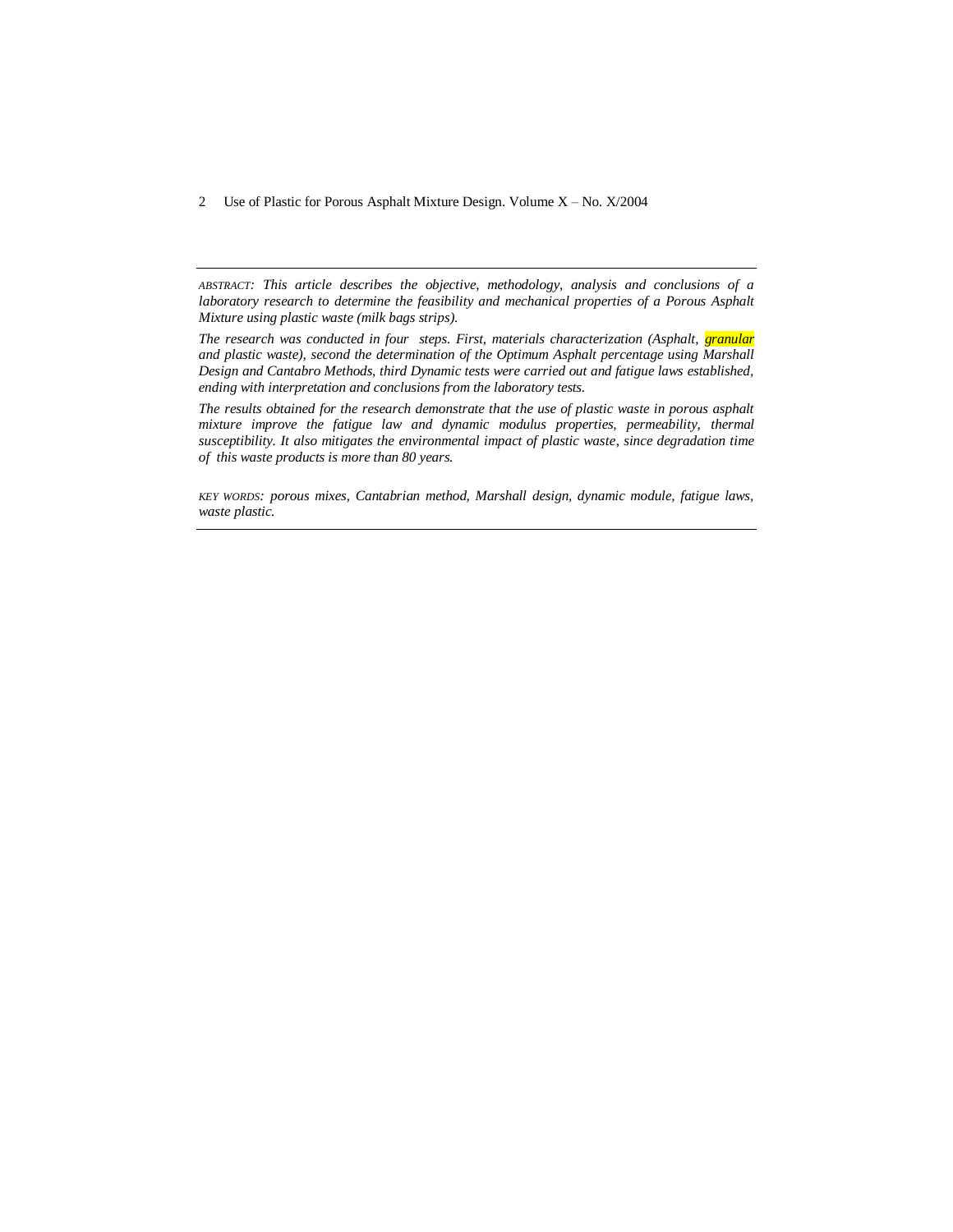*ABSTRACT: This article describes the objective, methodology, analysis and conclusions of a laboratory research to determine the feasibility and mechanical properties of a Porous Asphalt Mixture using plastic waste (milk bags strips).*

*The research was conducted in four steps. First, materials characterization (Asphalt, granular and plastic waste), second the determination of the Optimum Asphalt percentage using Marshall Design and Cantabro Methods, third Dynamic tests were carried out and fatigue laws established, ending with interpretation and conclusions from the laboratory tests.*

*The results obtained for the research demonstrate that the use of plastic waste in porous asphalt mixture improve the fatigue law and dynamic modulus properties, permeability, thermal susceptibility. It also mitigates the environmental impact of plastic waste, since degradation time of this waste products is more than 80 years.*

*KEY WORDS: porous mixes, Cantabrian method, Marshall design, dynamic module, fatigue laws, waste plastic.*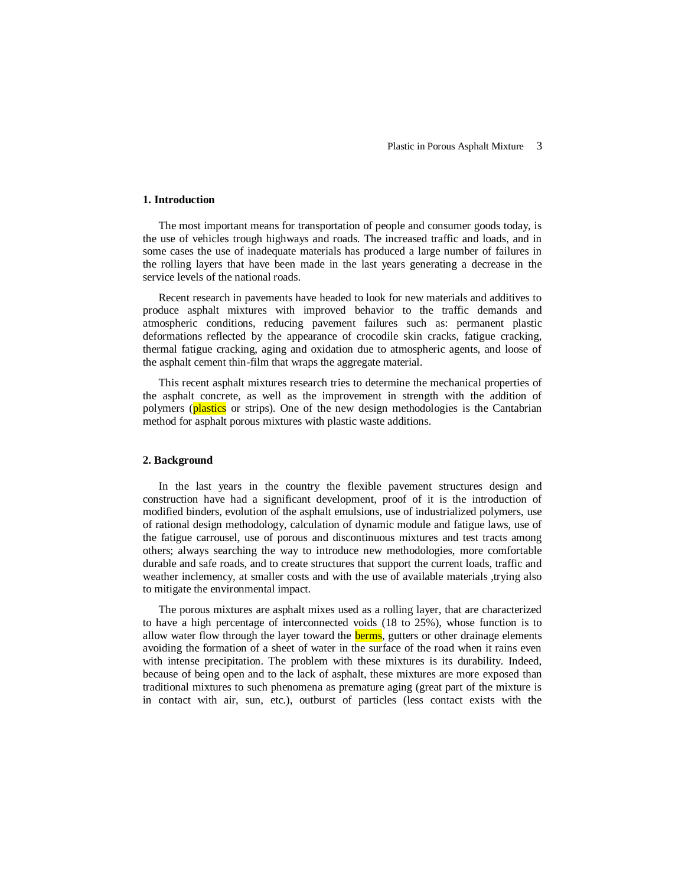## 1. Introduction

The most important means for transportation of people and consumer goods today, is the use of vehicles trough highways and roads. The increased traffic and loads, and in some cases the use of inadequate materials has produced a large number of failures in the rolling layers that have been made in the last years generating a decrease in the service levels of the national roads.

Recent research in pavements have headed to look for new materials and additives to produce asphalt mixtures with improved behavior to the traffic demands and atmospheric conditions, reducing pavement failures such as: permanent plastic deformations reflected by the appearance of crocodile skin cracks, fatigue cracking, thermal fatigue cracking, aging and oxidation due to atmospheric agents, and loose of the asphalt cement thin-film that wraps the aggregate material.

This recent asphalt mixtures research tries to determine the mechanical properties of the asphalt concrete, as well as the improvement in strength with the addition of polymers (plastics or strips). One of the new design methodologies is the Cantabrian method for asphalt porous mixtures with plastic waste additions.

## 2. Background

In the last years in the country the flexible pavement structures design and construction have had a significant development, proof of it is the introduction of modified binders, evolution of the asphalt emulsions, use of industrialized polymers, use of rational design methodology, calculation of dynamic module and fatigue laws, use of the fatigue carrousel, use of porous and discontinuous mixtures and test tracts among others; always searching the way to introduce new methodologies, more comfortable durable and safe roads, and to create structures that support the current loads, traffic and weather inclemency, at smaller costs and with the use of available materials ,trying also to mitigate the environmental impact.

The porous mixtures are asphalt mixes used as a rolling layer, that are characterized to have a high percentage of interconnected voids (18 to 25%), whose function is to allow water flow through the layer toward the berms, gutters or other drainage elements avoiding the formation of a sheet of water in the surface of the road when it rains even with intense precipitation. The problem with these mixtures is its durability. Indeed, because of being open and to the lack of asphalt, these mixtures are more exposed than traditional mixtures to such phenomena as premature aging (great part of the mixture is in contact with air, sun, etc.), outburst of particles (less contact exists with the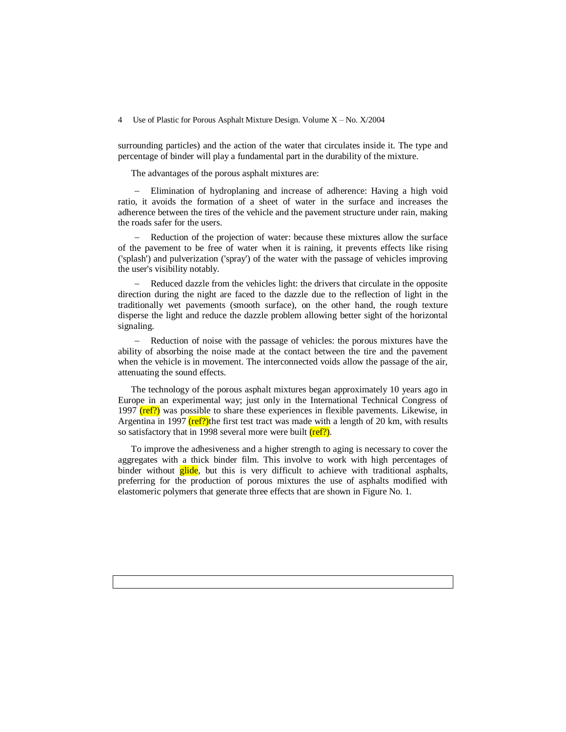surrounding particles) and the action of the water that circulates inside it. The type and percentage of binder will play a fundamental part in the durability of the mixture.

The advantages of the porous asphalt mixtures are:

– Elimination of hydroplaning and increase of adherence: Having a high void ratio, it avoids the formation of a sheet of water in the surface and increases the adherence between the tires of the vehicle and the pavement structure under rain, making the roads safer for the users.

– Reduction of the projection of water: because these mixtures allow the surface of the pavement to be free of water when it is raining, it prevents effects like rising ('splash') and pulverization ('spray') of the water with the passage of vehicles improving the user's visibility notably.

– Reduced dazzle from the vehicles light: the drivers that circulate in the opposite direction during the night are faced to the dazzle due to the reflection of light in the traditionally wet pavements (smooth surface), on the other hand, the rough texture disperse the light and reduce the dazzle problem allowing better sight of the horizontal signaling.

– Reduction of noise with the passage of vehicles: the porous mixtures have the ability of absorbing the noise made at the contact between the tire and the pavement when the vehicle is in movement. The interconnected voids allow the passage of the air, attenuating the sound effects.

The technology of the porous asphalt mixtures began approximately 10 years ago in Europe in an experimental way; just only in the International Technical Congress of 1997 (ref?) was possible to share these experiences in flexible pavements. Likewise, in Argentina in 1997 (ref?)the first test tract was made with a length of 20 km, with results so satisfactory that in 1998 several more were built (ref?).

To improve the adhesiveness and a higher strength to aging is necessary to cover the aggregates with a thick binder film. This involve to work with high percentages of binder without glide, but this is very difficult to achieve with traditional asphalts, preferring for the production of porous mixtures the use of asphalts modified with elastomeric polymers that generate three effects that are shown in Figure No. 1.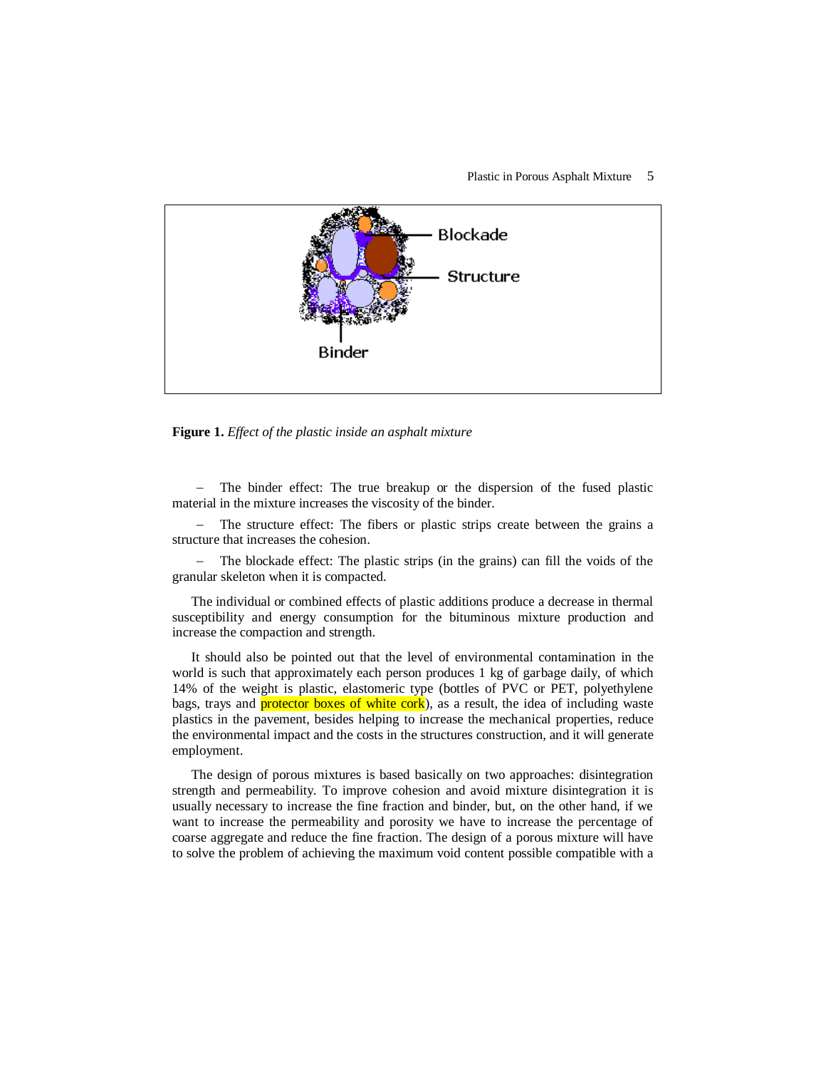Blockade

Structure

Binder

**Figure 1.** *Effect of the plastic inside an asphalt mixture*

– The binder effect: The true breakup or the dispersion of the fused plastic material in the mixture increases the viscosity of the binder.

– The structure effect: The fibers or plastic strips create between the grains a structure that increases the cohesion.

– The blockade effect: The plastic strips (in the grains) can fill the voids of the granular skeleton when it is compacted.

The individual or combined effects of plastic additions produce a decrease in thermal susceptibility and energy consumption for the bituminous mixture production and increase the compaction and strength.

It should also be pointed out that the level of environmental contamination in the world is such that approximately each person produces 1 kg of garbage daily, of which 14% of the weight is plastic, elastomeric type (bottles of PVC or PET, polyethylene bags, trays and protector boxes of white cork), as a result, the idea of including waste plastics in the pavement, besides helping to increase the mechanical properties, reduce the environmental impact and the costs in the structures construction, and it will generate employment.

The design of porous mixtures is based basically on two approaches: disintegration strength and permeability. To improve cohesion and avoid mixture disintegration it is usually necessary to increase the fine fraction and binder, but, on the other hand, if we want to increase the permeability and porosity we have to increase the percentage of coarse aggregate and reduce the fine fraction. The design of a porous mixture will have to solve the problem of achieving the maximum void content possible compatible with a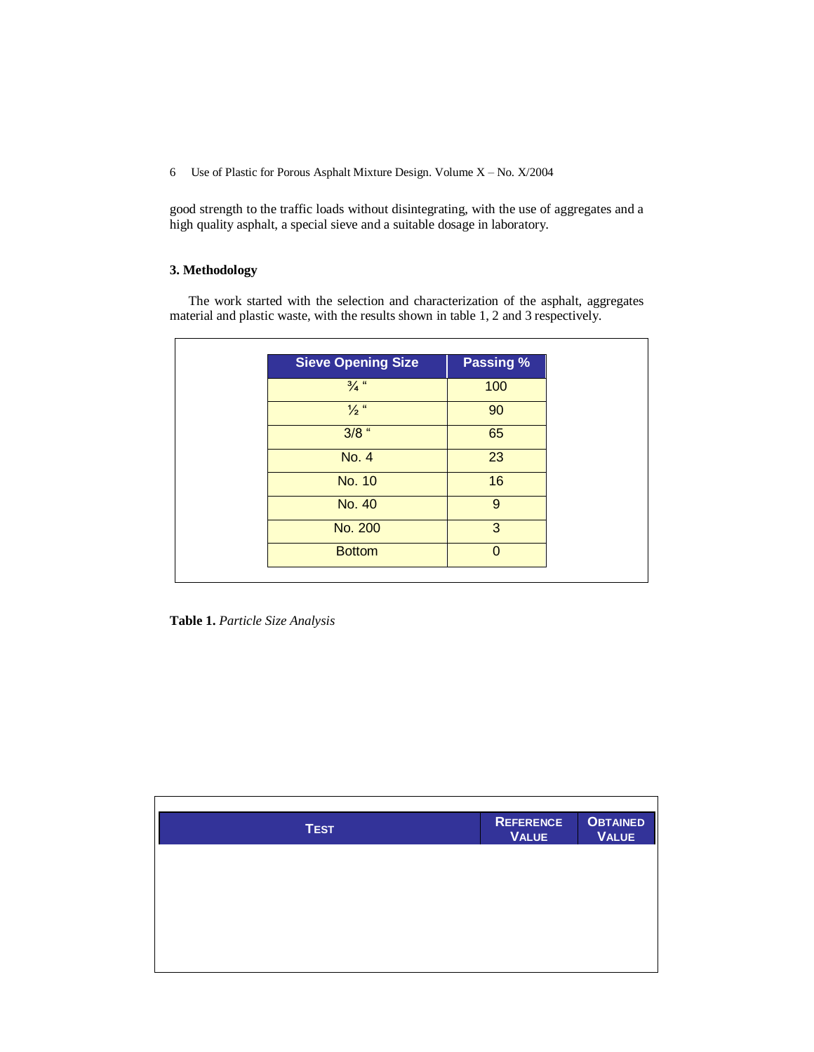good strength to the traffic loads without disintegrating, with the use of aggregates and a high quality asphalt, a special sieve and a suitable dosage in laboratory.

### 3. Methodology

The work started with the selection and characterization of the asphalt, aggregates material and plastic waste, with the results shown in table 1, 2 and 3 respectively.

| Sieve Opening Size | Passing % |
|---|---|
| ¾ “ | 100 |
| ½ “ | 90 |
| 3/8 “ | 65 |
| No. 4 | 23 |
| No. 10 | 16 |
| No. 40 | 9 |
| No. 200 | 3 |
| Bottom | 0 |

**Table 1.** *Particle Size Analysis*

| Test | Reference Value | Obtained Value |
|---|---|---|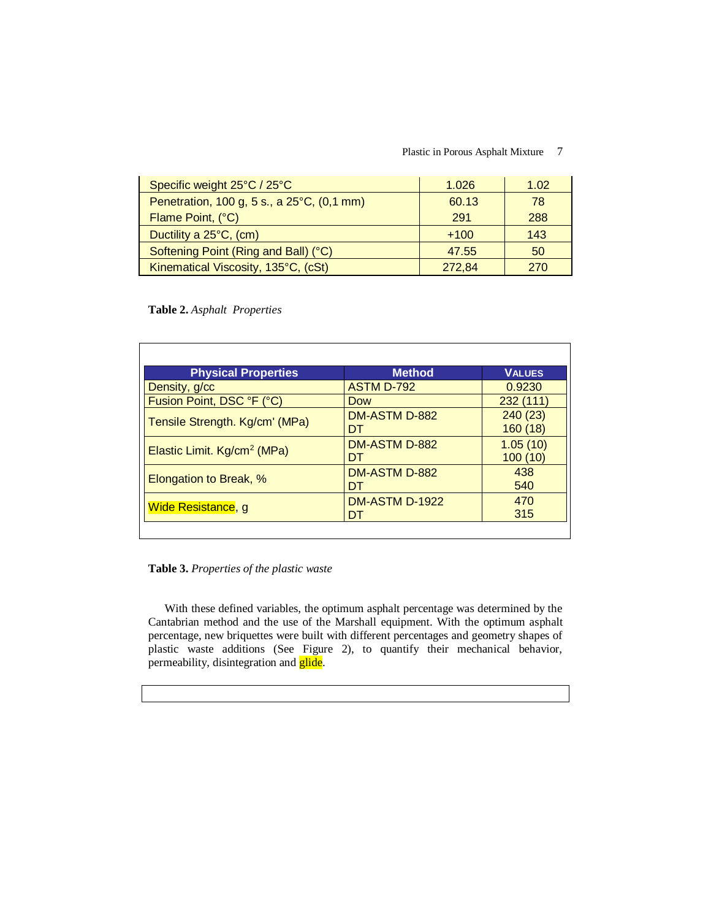| | | |
|---|---|---|
| Specific weight 25°C / 25°C | 1.026 | 1.02 |
| Penetration, 100 g, 5 s., a 25°C, (0,1 mm) | 60.13 | 78 |
| Flame Point, (°C) | 291 | 288 |
| Ductility a 25°C, (cm) | +100 | 143 |
| Softening Point (Ring and Ball) (°C) | 47.55 | 50 |
| Kinematical Viscosity, 135°C, (cSt) | 272,84 | 270 |

**Table 2.** *Asphalt Properties*

| Physical Properties | Method | VALUES |
|---|---|---|
| Density, g/cc | ASTM D-792 | 0.9230 |
| Fusion Point, DSC °F (°C) | Dow | 232 (111) |
| Tensile Strength. Kg/cm' (MPa) | DM-ASTM D-882<br>DT | 240 (23)<br>160 (18) |
| Elastic Limit. Kg/cm$^2$ (MPa) | DM-ASTM D-882<br>DT | 1.05 (10)<br>100 (10) |
| Elongation to Break, % | DM-ASTM D-882<br>DT | 438<br>540 |
| Wide Resistance, g | DM-ASTM D-1922<br>DT | 470<br>315 |

**Table 3.** *Properties of the plastic waste*

With these defined variables, the optimum asphalt percentage was determined by the Cantabrian method and the use of the Marshall equipment. With the optimum asphalt percentage, new briquettes were built with different percentages and geometry shapes of plastic waste additions (See Figure 2), to quantify their mechanical behavior, permeability, disintegration and glide.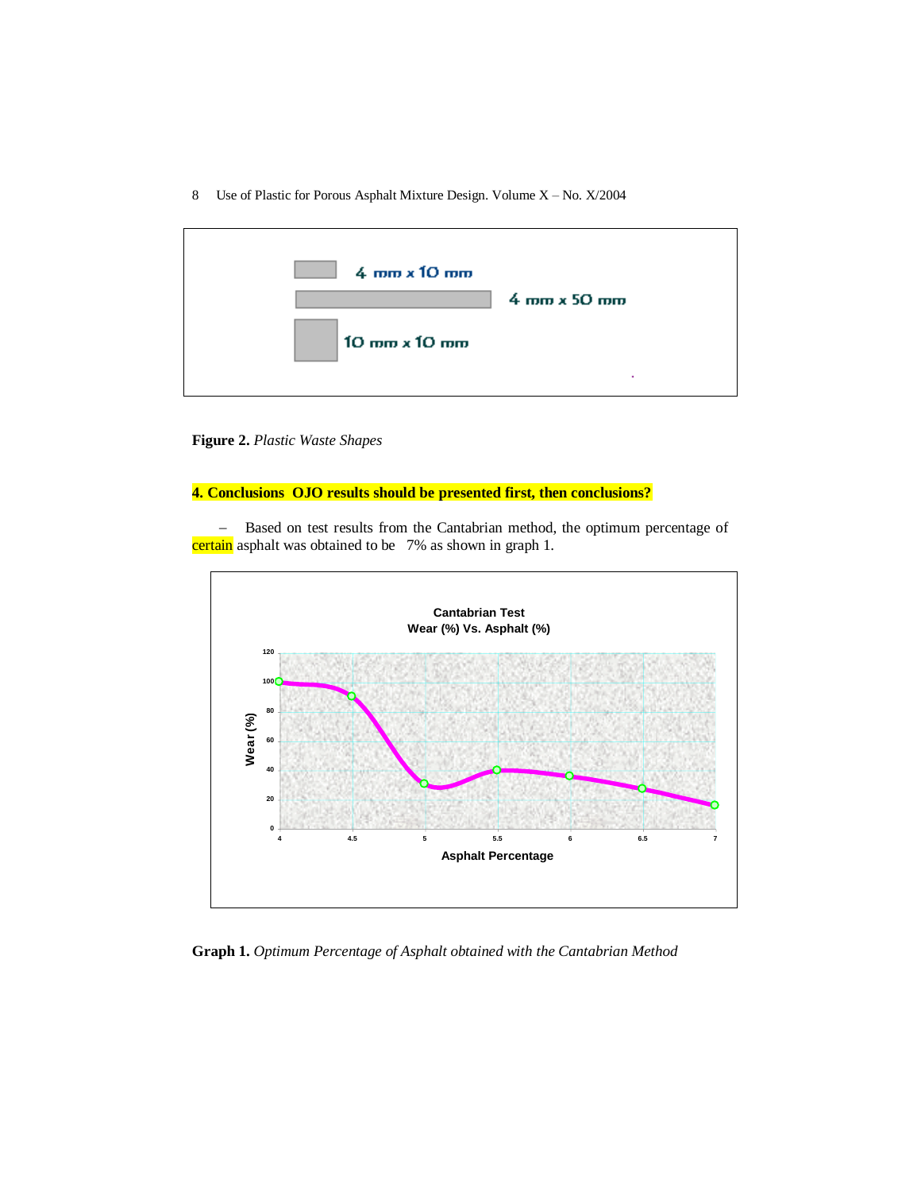| 4 mm x 10 mm |
|---|
| 4 mm x 50 mm |
| 10 mm x 10 mm |

**Figure 2.** *Plastic Waste Shapes*

## 4. Conclusions OJO results should be presented first, then conclusions?

– Based on test results from the Cantabrian method, the optimum percentage of certain asphalt was obtained to be 7% as shown in graph 1.

**Graph 1.** *Optimum Percentage of Asphalt obtained with the Cantabrian Method*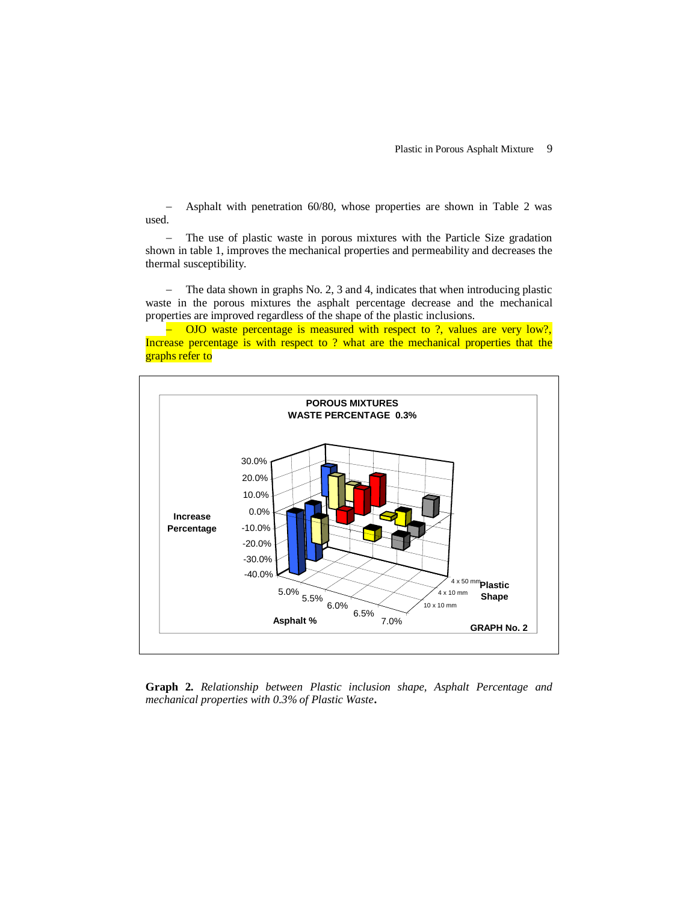– Asphalt with penetration 60/80, whose properties are shown in Table 2 was used.

– The use of plastic waste in porous mixtures with the Particle Size gradation shown in table 1, improves the mechanical properties and permeability and decreases the thermal susceptibility.

– The data shown in graphs No. 2, 3 and 4, indicates that when introducing plastic waste in the porous mixtures the asphalt percentage decrease and the mechanical properties are improved regardless of the shape of the plastic inclusions.

– OJO waste percentage is measured with respect to ?, values are very low?, Increase percentage is with respect to ? what are the mechanical properties that the graphs refer to

**Graph 2.** *Relationship between Plastic inclusion shape, Asphalt Percentage and mechanical properties with 0.3% of Plastic Waste*.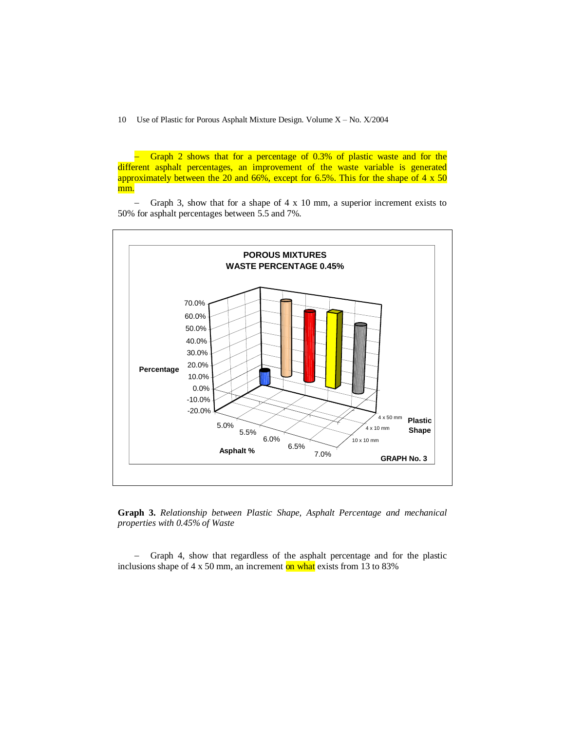– Graph 2 shows that for a percentage of 0.3% of plastic waste and for the different asphalt percentages, an improvement of the waste variable is generated approximately between the 20 and 66%, except for 6.5%. This for the shape of 4 x 50 mm.

– Graph 3, show that for a shape of 4 x 10 mm, a superior increment exists to 50% for asphalt percentages between 5.5 and 7%.

**POROUS MIXTURES**
**WASTE PERCENTAGE 0.45%**

Percentage: 70.0%, 60.0%, 50.0%, 40.0%, 30.0%, 20.0%, 10.0%, 0.0%, -10.0%, -20.0%

Asphalt %: 5.0%, 5.5%, 6.0%, 6.5%, 7.0%

Plastic Shape: 4 x 50 mm, 4 x 10 mm, 10 x 10 mm

GRAPH No. 3

**Graph 3.** *Relationship between Plastic Shape, Asphalt Percentage and mechanical properties with 0.45% of Waste*

– Graph 4, show that regardless of the asphalt percentage and for the plastic inclusions shape of 4 x 50 mm, an increment on what exists from 13 to 83%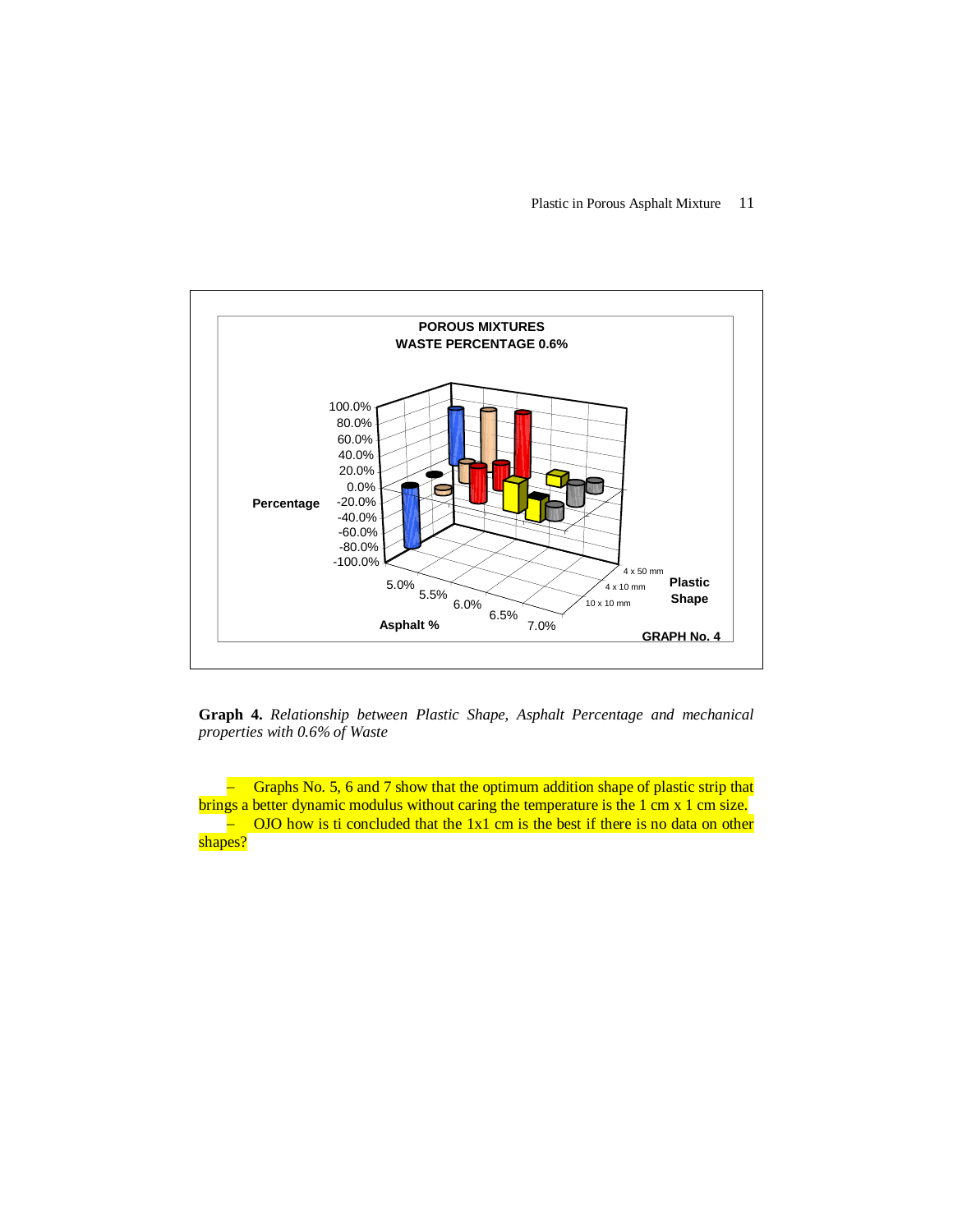**Graph 4.** *Relationship between Plastic Shape, Asphalt Percentage and mechanical properties with 0.6% of Waste*

– Graphs No. 5, 6 and 7 show that the optimum addition shape of plastic strip that brings a better dynamic modulus without caring the temperature is the 1 cm x 1 cm size.

– OJO how is ti concluded that the 1x1 cm is the best if there is no data on other shapes?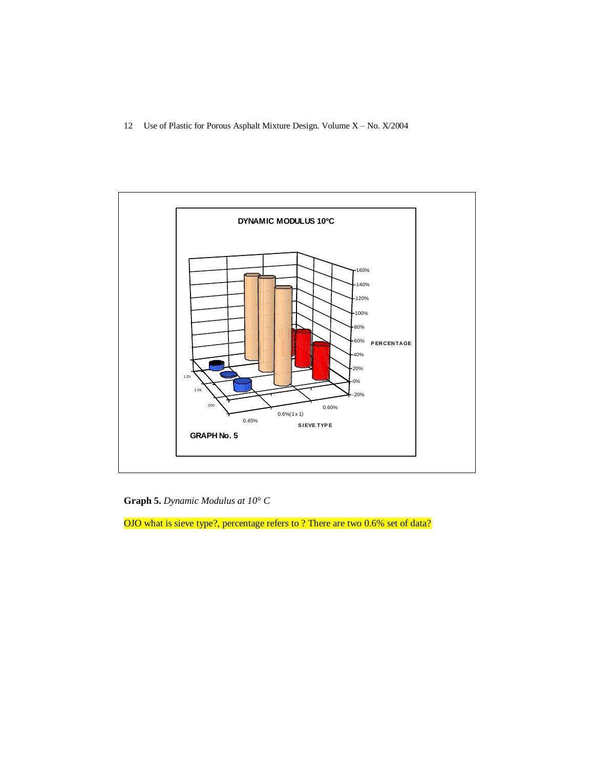**Graph 5.** *Dynamic Modulus at 10° C*

OJO what is sieve type?, percentage refers to ? There are two 0.6% set of data?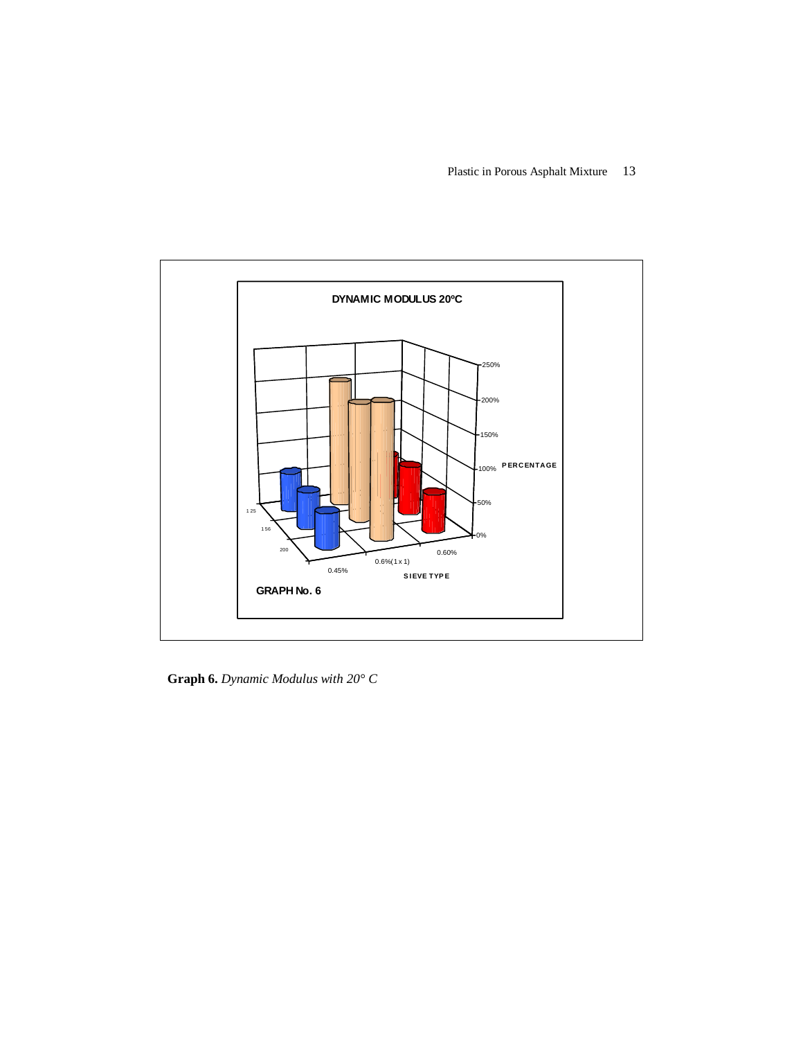**Graph 6.** *Dynamic Modulus with 20° C*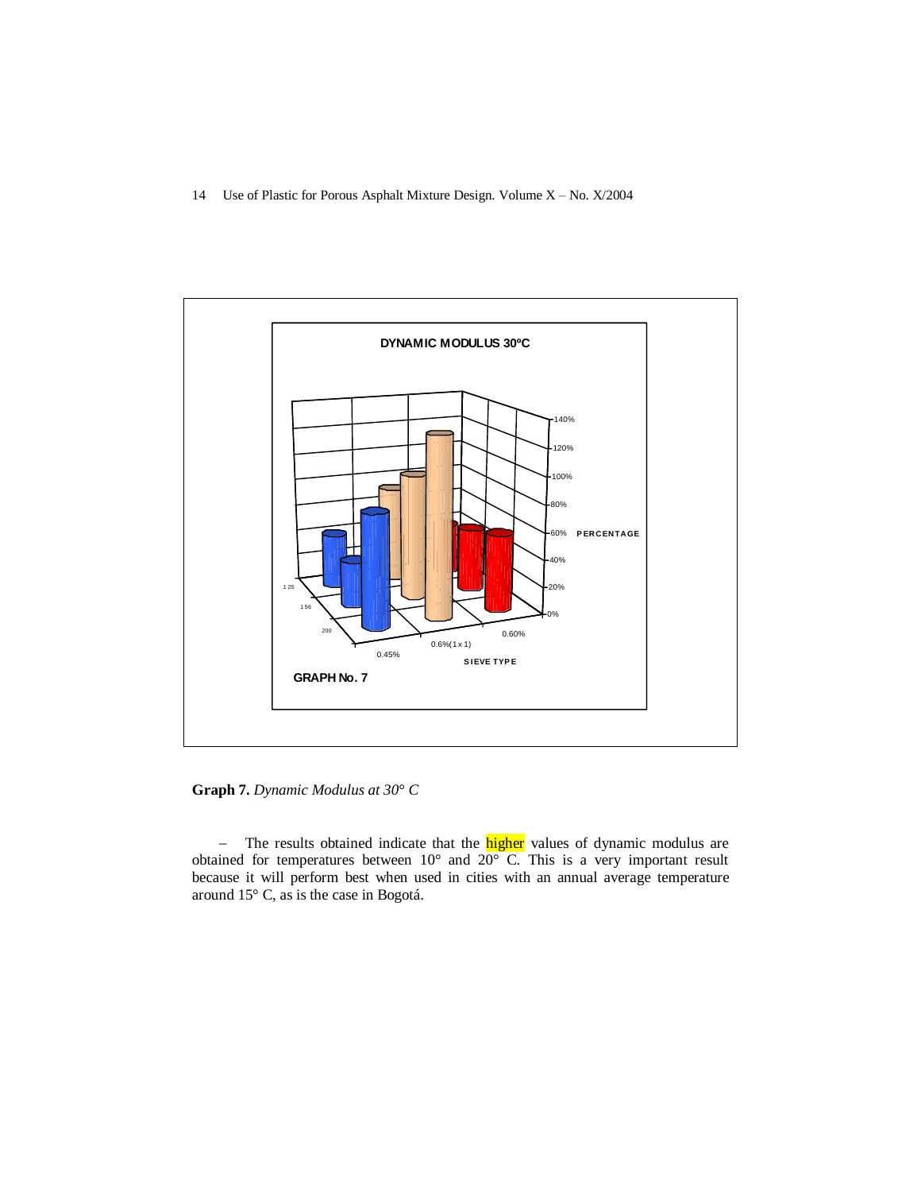**Graph 7.** *Dynamic Modulus at 30° C*

– The results obtained indicate that the higher values of dynamic modulus are obtained for temperatures between 10° and 20° C. This is a very important result because it will perform best when used in cities with an annual average temperature around 15° C, as is the case in Bogotá.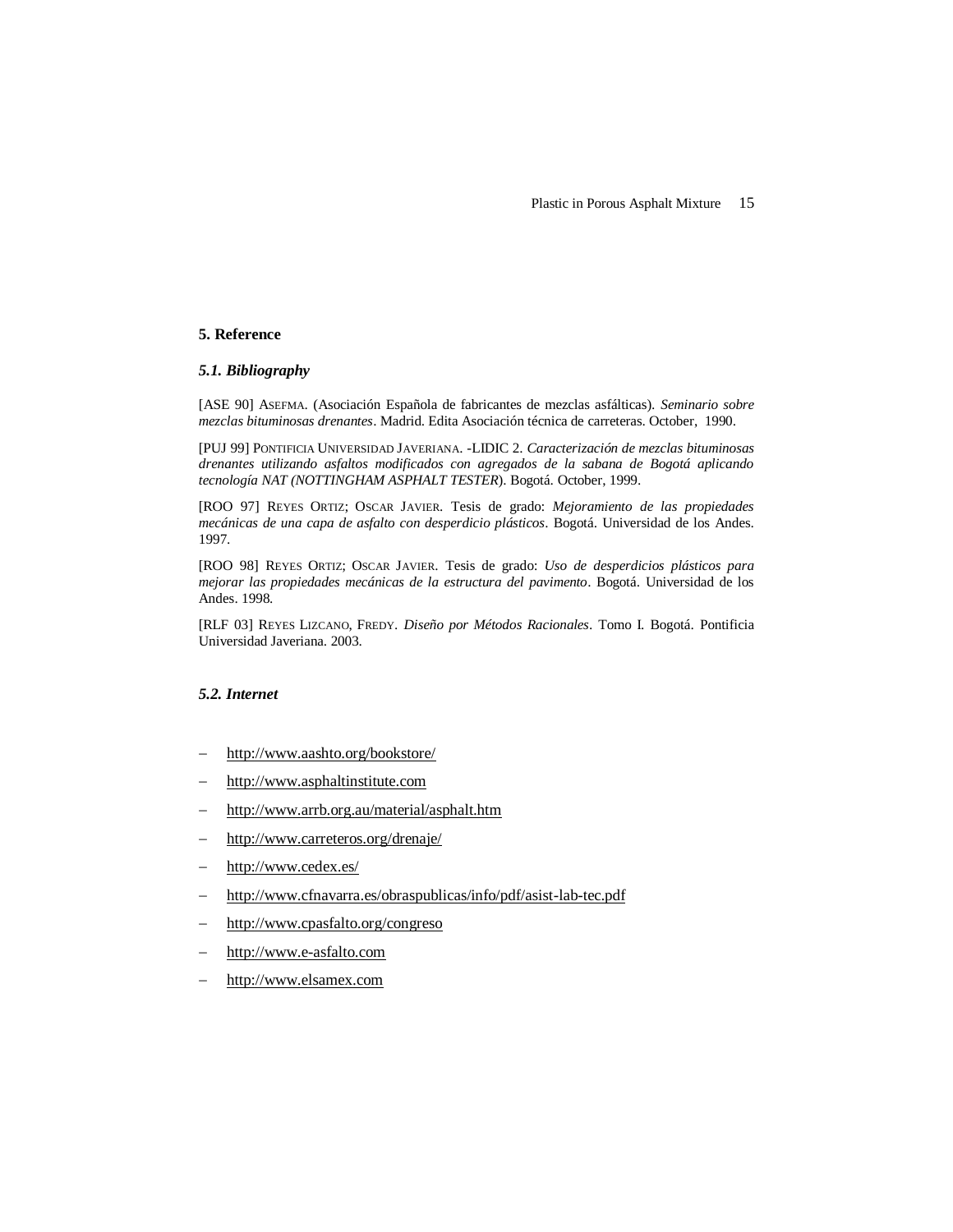## 5. Reference

### *5.1. Bibliography*

[ASE 90] ASEFMA. (Asociación Española de fabricantes de mezclas asfálticas). *Seminario sobre mezclas bituminosas drenantes*. Madrid. Edita Asociación técnica de carreteras. October, 1990.

[PUJ 99] PONTIFICIA UNIVERSIDAD JAVERIANA. -LIDIC 2. *Caracterización de mezclas bituminosas drenantes utilizando asfaltos modificados con agregados de la sabana de Bogotá aplicando tecnología NAT (NOTTINGHAM ASPHALT TESTER*). Bogotá. October, 1999.

[ROO 97] REYES ORTIZ; OSCAR JAVIER. Tesis de grado: *Mejoramiento de las propiedades mecánicas de una capa de asfalto con desperdicio plásticos*. Bogotá. Universidad de los Andes. 1997.

[ROO 98] REYES ORTIZ; OSCAR JAVIER. Tesis de grado: *Uso de desperdicios plásticos para mejorar las propiedades mecánicas de la estructura del pavimento*. Bogotá. Universidad de los Andes. 1998.

[RLF 03] REYES LIZCANO, FREDY. *Diseño por Métodos Racionales*. Tomo I. Bogotá. Pontificia Universidad Javeriana. 2003.

### *5.2. Internet*

- http://www.aashto.org/bookstore/
- http://www.asphaltinstitute.com
- http://www.arrb.org.au/material/asphalt.htm
- http://www.carreteros.org/drenaje/
- http://www.cedex.es/
- http://www.cfnavarra.es/obraspublicas/info/pdf/asist-lab-tec.pdf
- http://www.cpasfalto.org/congreso
- http://www.e-asfalto.com
- http://www.elsamex.com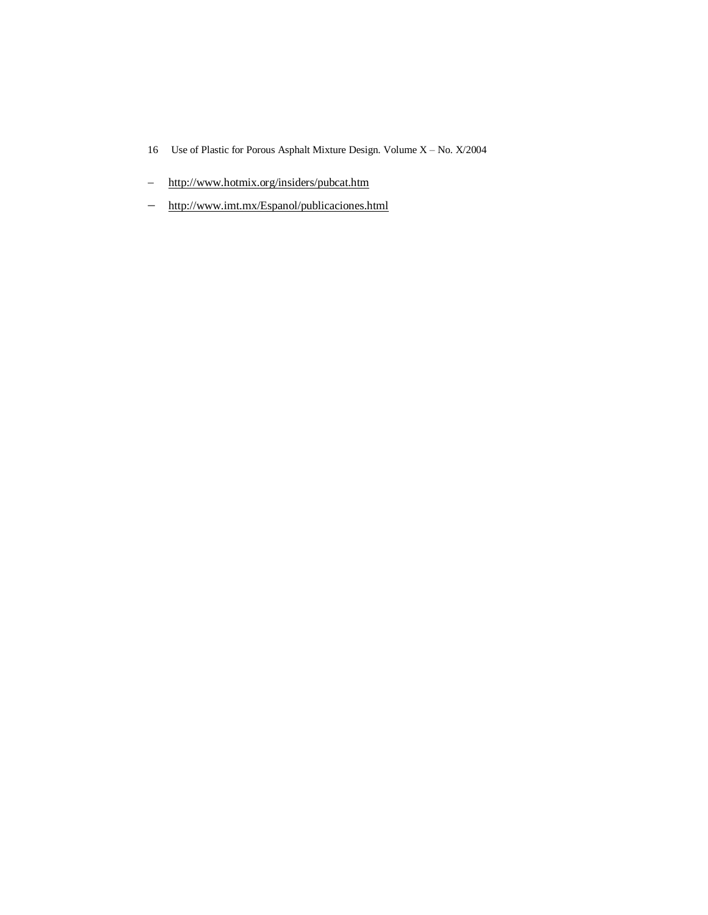- http://www.hotmix.org/insiders/pubcat.htm
- http://www.imt.mx/Espanol/publicaciones.html